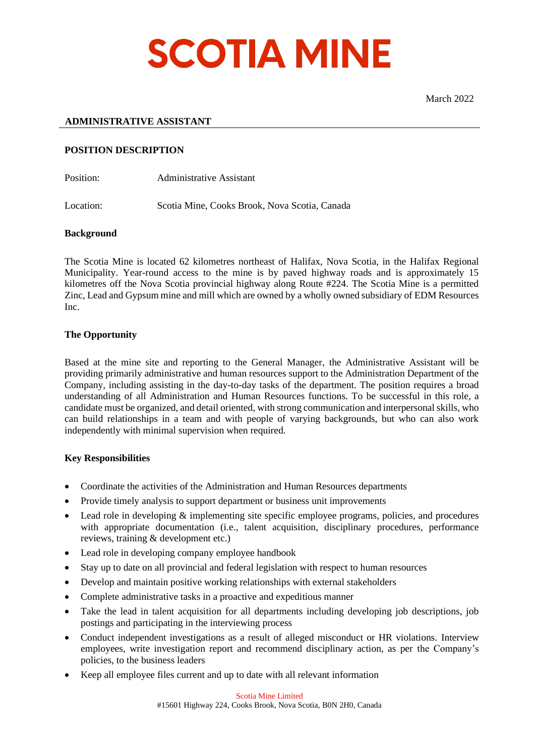# SCOTIA MINE

March 2022

## ADMINISTRATIVE ASSISTANT

### POSITION DESCRIPTION

Position: Administrative Assistant

Location: Scotia Mine, Cooks Brook, Nova Scotia, Canada

**Background**

The Scotia Mine is located 62 kilometres northeast of Halifax, Nova Scotia, in the Halifax Regional Municipality. Year-round access to the mine is by paved highway roads and is approximately 15 kilometres off the Nova Scotia provincial highway along Route #224. The Scotia Mine is a permitted Zinc, Lead and Gypsum mine and mill which are owned by a wholly owned subsidiary of EDM Resources Inc.

**The Opportunity**

Based at the mine site and reporting to the General Manager, the Administrative Assistant will be providing primarily administrative and human resources support to the Administration Department of the Company, including assisting in the day-to-day tasks of the department. The position requires a broad understanding of all Administration and Human Resources functions. To be successful in this role, a candidate must be organized, and detail oriented, with strong communication and interpersonal skills, who can build relationships in a team and with people of varying backgrounds, but who can also work independently with minimal supervision when required.

**Key Responsibilities**

- Coordinate the activities of the Administration and Human Resources departments
- Provide timely analysis to support department or business unit improvements
- Lead role in developing & implementing site specific employee programs, policies, and procedures with appropriate documentation (i.e., talent acquisition, disciplinary procedures, performance reviews, training & development etc.)
- Lead role in developing company employee handbook
- Stay up to date on all provincial and federal legislation with respect to human resources
- Develop and maintain positive working relationships with external stakeholders
- Complete administrative tasks in a proactive and expeditious manner
- Take the lead in talent acquisition for all departments including developing job descriptions, job postings and participating in the interviewing process
- Conduct independent investigations as a result of alleged misconduct or HR violations. Interview employees, write investigation report and recommend disciplinary action, as per the Company's policies, to the business leaders
- Keep all employee files current and up to date with all relevant information

Scotia Mine Limited
#15601 Highway 224, Cooks Brook, Nova Scotia, B0N 2H0, Canada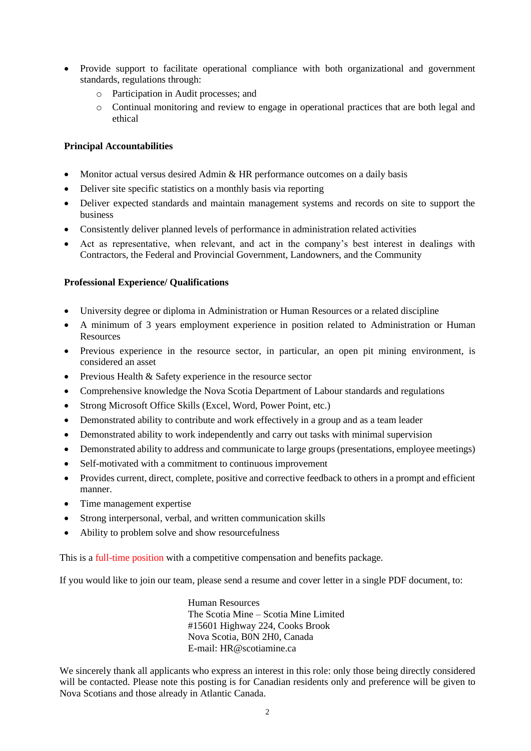- Provide support to facilitate operational compliance with both organizational and government standards, regulations through:
  - Participation in Audit processes; and
  - Continual monitoring and review to engage in operational practices that are both legal and ethical

**Principal Accountabilities**

- Monitor actual versus desired Admin & HR performance outcomes on a daily basis
- Deliver site specific statistics on a monthly basis via reporting
- Deliver expected standards and maintain management systems and records on site to support the business
- Consistently deliver planned levels of performance in administration related activities
- Act as representative, when relevant, and act in the company's best interest in dealings with Contractors, the Federal and Provincial Government, Landowners, and the Community

**Professional Experience/ Qualifications**

- University degree or diploma in Administration or Human Resources or a related discipline
- A minimum of 3 years employment experience in position related to Administration or Human Resources
- Previous experience in the resource sector, in particular, an open pit mining environment, is considered an asset
- Previous Health & Safety experience in the resource sector
- Comprehensive knowledge the Nova Scotia Department of Labour standards and regulations
- Strong Microsoft Office Skills (Excel, Word, Power Point, etc.)
- Demonstrated ability to contribute and work effectively in a group and as a team leader
- Demonstrated ability to work independently and carry out tasks with minimal supervision
- Demonstrated ability to address and communicate to large groups (presentations, employee meetings)
- Self-motivated with a commitment to continuous improvement
- Provides current, direct, complete, positive and corrective feedback to others in a prompt and efficient manner.
- Time management expertise
- Strong interpersonal, verbal, and written communication skills
- Ability to problem solve and show resourcefulness

This is a full-time position with a competitive compensation and benefits package.

If you would like to join our team, please send a resume and cover letter in a single PDF document, to:

Human Resources
The Scotia Mine – Scotia Mine Limited
#15601 Highway 224, Cooks Brook
Nova Scotia, B0N 2H0, Canada
E-mail: HR@scotiamine.ca

We sincerely thank all applicants who express an interest in this role: only those being directly considered will be contacted. Please note this posting is for Canadian residents only and preference will be given to Nova Scotians and those already in Atlantic Canada.